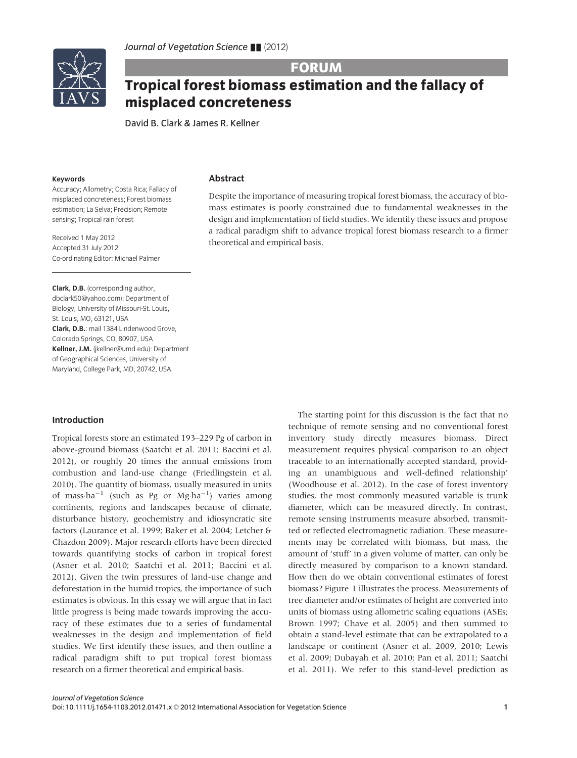FORUM

# Tropical forest biomass estimation and the fallacy of misplaced concreteness

David B. Clark & James R. Kellner

**Keywords**

Accuracy; Allometry; Costa Rica; Fallacy of misplaced concreteness; Forest biomass estimation; La Selva; Precision; Remote sensing; Tropical rain forest

Received 1 May 2012
Accepted 31 July 2012
Co-ordinating Editor: Michael Palmer

**Clark, D.B.** (corresponding author, dbclark50@yahoo.com): Department of Biology, University of Missouri-St. Louis, St. Louis, MO, 63121, USA
**Clark, D.B.**: mail 1384 Lindenwood Grove, Colorado Springs, CO, 80907, USA
**Kellner, J.M.** (jkellner@umd.edu): Department of Geographical Sciences, University of Maryland, College Park, MD, 20742, USA

## Abstract

Despite the importance of measuring tropical forest biomass, the accuracy of biomass estimates is poorly constrained due to fundamental weaknesses in the design and implementation of field studies. We identify these issues and propose a radical paradigm shift to advance tropical forest biomass research to a firmer theoretical and empirical basis.

## Introduction

Tropical forests store an estimated 193–229 Pg of carbon in above-ground biomass (Saatchi et al. 2011; Baccini et al. 2012), or roughly 20 times the annual emissions from combustion and land-use change (Friedlingstein et al. 2010). The quantity of biomass, usually measured in units of mass·ha$^{-1}$ (such as Pg or Mg·ha$^{-1}$) varies among continents, regions and landscapes because of climate, disturbance history, geochemistry and idiosyncratic site factors (Laurance et al. 1999; Baker et al. 2004; Letcher & Chazdon 2009). Major research efforts have been directed towards quantifying stocks of carbon in tropical forest (Asner et al. 2010; Saatchi et al. 2011; Baccini et al. 2012). Given the twin pressures of land-use change and deforestation in the humid tropics, the importance of such estimates is obvious. In this essay we will argue that in fact little progress is being made towards improving the accuracy of these estimates due to a series of fundamental weaknesses in the design and implementation of field studies. We first identify these issues, and then outline a radical paradigm shift to put tropical forest biomass research on a firmer theoretical and empirical basis.

The starting point for this discussion is the fact that no technique of remote sensing and no conventional forest inventory study directly measures biomass. Direct measurement requires physical comparison to an object traceable to an internationally accepted standard, providing an unambiguous and well-defined relationship' (Woodhouse et al. 2012). In the case of forest inventory studies, the most commonly measured variable is trunk diameter, which can be measured directly. In contrast, remote sensing instruments measure absorbed, transmitted or reflected electromagnetic radiation. These measurements may be correlated with biomass, but mass, the amount of 'stuff' in a given volume of matter, can only be directly measured by comparison to a known standard. How then do we obtain conventional estimates of forest biomass? Figure 1 illustrates the process. Measurements of tree diameter and/or estimates of height are converted into units of biomass using allometric scaling equations (ASEs; Brown 1997; Chave et al. 2005) and then summed to obtain a stand-level estimate that can be extrapolated to a landscape or continent (Asner et al. 2009, 2010; Lewis et al. 2009; Dubayah et al. 2010; Pan et al. 2011; Saatchi et al. 2011). We refer to this stand-level prediction as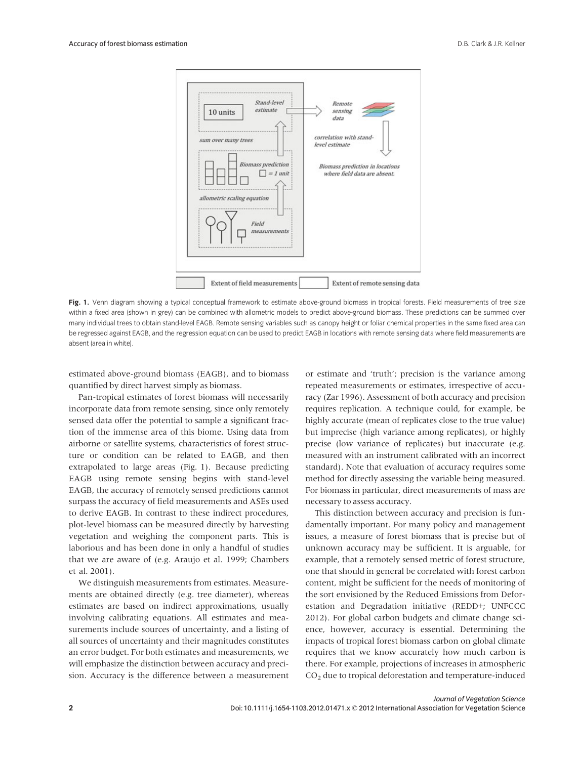10 units

Stand-level estimate

sum over many trees

Biomass prediction

= 1 unit

allometric scaling equation

Field measurements

Remote sensing data

correlation with stand-level estimate

Biomass prediction in locations where field data are absent.

Extent of field measurements

Extent of remote sensing data

**Fig. 1.** Venn diagram showing a typical conceptual framework to estimate above-ground biomass in tropical forests. Field measurements of tree size within a fixed area (shown in grey) can be combined with allometric models to predict above-ground biomass. These predictions can be summed over many individual trees to obtain stand-level EAGB. Remote sensing variables such as canopy height or foliar chemical properties in the same fixed area can be regressed against EAGB, and the regression equation can be used to predict EAGB in locations with remote sensing data where field measurements are absent (area in white).

estimated above-ground biomass (EAGB), and to biomass quantified by direct harvest simply as biomass.

Pan-tropical estimates of forest biomass will necessarily incorporate data from remote sensing, since only remotely sensed data offer the potential to sample a significant fraction of the immense area of this biome. Using data from airborne or satellite systems, characteristics of forest structure or condition can be related to EAGB, and then extrapolated to large areas (Fig. 1). Because predicting EAGB using remote sensing begins with stand-level EAGB, the accuracy of remotely sensed predictions cannot surpass the accuracy of field measurements and ASEs used to derive EAGB. In contrast to these indirect procedures, plot-level biomass can be measured directly by harvesting vegetation and weighing the component parts. This is laborious and has been done in only a handful of studies that we are aware of (e.g. Araujo et al. 1999; Chambers et al. 2001).

We distinguish measurements from estimates. Measurements are obtained directly (e.g. tree diameter), whereas estimates are based on indirect approximations, usually involving calibrating equations. All estimates and measurements include sources of uncertainty, and a listing of all sources of uncertainty and their magnitudes constitutes an error budget. For both estimates and measurements, we will emphasize the distinction between accuracy and precision. Accuracy is the difference between a measurement or estimate and 'truth'; precision is the variance among repeated measurements or estimates, irrespective of accuracy (Zar 1996). Assessment of both accuracy and precision requires replication. A technique could, for example, be highly accurate (mean of replicates close to the true value) but imprecise (high variance among replicates), or highly precise (low variance of replicates) but inaccurate (e.g. measured with an instrument calibrated with an incorrect standard). Note that evaluation of accuracy requires some method for directly assessing the variable being measured. For biomass in particular, direct measurements of mass are necessary to assess accuracy.

This distinction between accuracy and precision is fundamentally important. For many policy and management issues, a measure of forest biomass that is precise but of unknown accuracy may be sufficient. It is arguable, for example, that a remotely sensed metric of forest structure, one that should in general be correlated with forest carbon content, might be sufficient for the needs of monitoring of the sort envisioned by the Reduced Emissions from Deforestation and Degradation initiative (REDD+; UNFCCC 2012). For global carbon budgets and climate change science, however, accuracy is essential. Determining the impacts of tropical forest biomass carbon on global climate requires that we know accurately how much carbon is there. For example, projections of increases in atmospheric $CO_2$ due to tropical deforestation and temperature-induced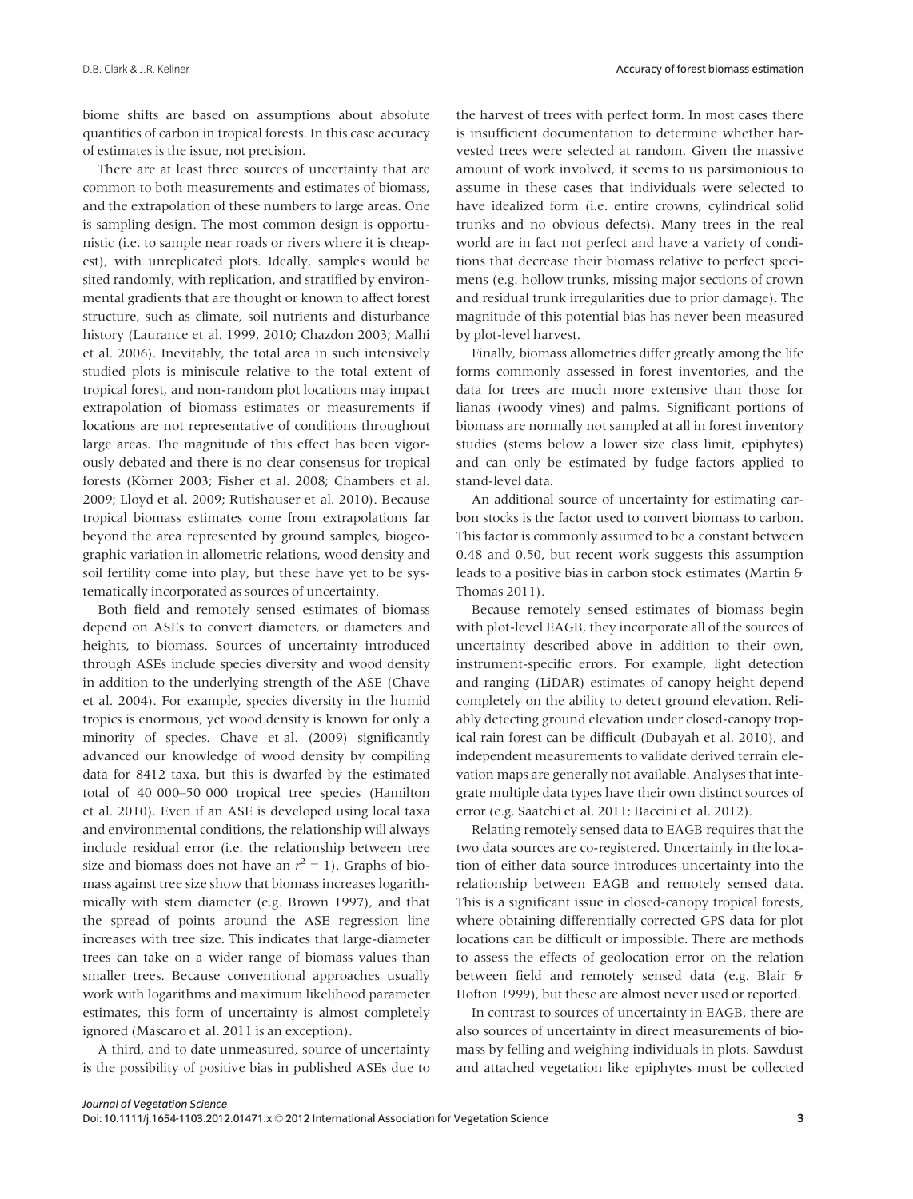biome shifts are based on assumptions about absolute quantities of carbon in tropical forests. In this case accuracy of estimates is the issue, not precision.

There are at least three sources of uncertainty that are common to both measurements and estimates of biomass, and the extrapolation of these numbers to large areas. One is sampling design. The most common design is opportunistic (i.e. to sample near roads or rivers where it is cheapest), with unreplicated plots. Ideally, samples would be sited randomly, with replication, and stratified by environmental gradients that are thought or known to affect forest structure, such as climate, soil nutrients and disturbance history (Laurance et al. 1999, 2010; Chazdon 2003; Malhi et al. 2006). Inevitably, the total area in such intensively studied plots is miniscule relative to the total extent of tropical forest, and non-random plot locations may impact extrapolation of biomass estimates or measurements if locations are not representative of conditions throughout large areas. The magnitude of this effect has been vigorously debated and there is no clear consensus for tropical forests (Körner 2003; Fisher et al. 2008; Chambers et al. 2009; Lloyd et al. 2009; Rutishauser et al. 2010). Because tropical biomass estimates come from extrapolations far beyond the area represented by ground samples, biogeographic variation in allometric relations, wood density and soil fertility come into play, but these have yet to be systematically incorporated as sources of uncertainty.

Both field and remotely sensed estimates of biomass depend on ASEs to convert diameters, or diameters and heights, to biomass. Sources of uncertainty introduced through ASEs include species diversity and wood density in addition to the underlying strength of the ASE (Chave et al. 2004). For example, species diversity in the humid tropics is enormous, yet wood density is known for only a minority of species. Chave et al. (2009) significantly advanced our knowledge of wood density by compiling data for 8412 taxa, but this is dwarfed by the estimated total of 40 000–50 000 tropical tree species (Hamilton et al. 2010). Even if an ASE is developed using local taxa and environmental conditions, the relationship will always include residual error (i.e. the relationship between tree size and biomass does not have an $r^2 = 1$). Graphs of biomass against tree size show that biomass increases logarithmically with stem diameter (e.g. Brown 1997), and that the spread of points around the ASE regression line increases with tree size. This indicates that large-diameter trees can take on a wider range of biomass values than smaller trees. Because conventional approaches usually work with logarithms and maximum likelihood parameter estimates, this form of uncertainty is almost completely ignored (Mascaro et al. 2011 is an exception).

A third, and to date unmeasured, source of uncertainty is the possibility of positive bias in published ASEs due to the harvest of trees with perfect form. In most cases there is insufficient documentation to determine whether harvested trees were selected at random. Given the massive amount of work involved, it seems to us parsimonious to assume in these cases that individuals were selected to have idealized form (i.e. entire crowns, cylindrical solid trunks and no obvious defects). Many trees in the real world are in fact not perfect and have a variety of conditions that decrease their biomass relative to perfect specimens (e.g. hollow trunks, missing major sections of crown and residual trunk irregularities due to prior damage). The magnitude of this potential bias has never been measured by plot-level harvest.

Finally, biomass allometries differ greatly among the life forms commonly assessed in forest inventories, and the data for trees are much more extensive than those for lianas (woody vines) and palms. Significant portions of biomass are normally not sampled at all in forest inventory studies (stems below a lower size class limit, epiphytes) and can only be estimated by fudge factors applied to stand-level data.

An additional source of uncertainty for estimating carbon stocks is the factor used to convert biomass to carbon. This factor is commonly assumed to be a constant between 0.48 and 0.50, but recent work suggests this assumption leads to a positive bias in carbon stock estimates (Martin & Thomas 2011).

Because remotely sensed estimates of biomass begin with plot-level EAGB, they incorporate all of the sources of uncertainty described above in addition to their own, instrument-specific errors. For example, light detection and ranging (LiDAR) estimates of canopy height depend completely on the ability to detect ground elevation. Reliably detecting ground elevation under closed-canopy tropical rain forest can be difficult (Dubayah et al. 2010), and independent measurements to validate derived terrain elevation maps are generally not available. Analyses that integrate multiple data types have their own distinct sources of error (e.g. Saatchi et al. 2011; Baccini et al. 2012).

Relating remotely sensed data to EAGB requires that the two data sources are co-registered. Uncertainly in the location of either data source introduces uncertainty into the relationship between EAGB and remotely sensed data. This is a significant issue in closed-canopy tropical forests, where obtaining differentially corrected GPS data for plot locations can be difficult or impossible. There are methods to assess the effects of geolocation error on the relation between field and remotely sensed data (e.g. Blair & Hofton 1999), but these are almost never used or reported.

In contrast to sources of uncertainty in EAGB, there are also sources of uncertainty in direct measurements of biomass by felling and weighing individuals in plots. Sawdust and attached vegetation like epiphytes must be collected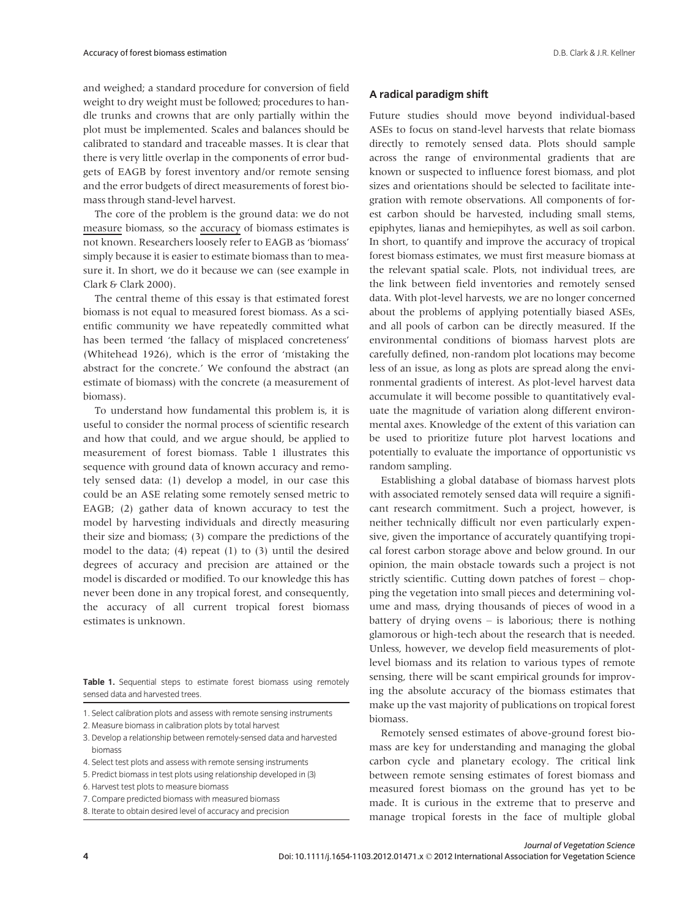and weighed; a standard procedure for conversion of field weight to dry weight must be followed; procedures to handle trunks and crowns that are only partially within the plot must be implemented. Scales and balances should be calibrated to standard and traceable masses. It is clear that there is very little overlap in the components of error budgets of EAGB by forest inventory and/or remote sensing and the error budgets of direct measurements of forest biomass through stand-level harvest.

The core of the problem is the ground data: we do not measure biomass, so the accuracy of biomass estimates is not known. Researchers loosely refer to EAGB as 'biomass' simply because it is easier to estimate biomass than to measure it. In short, we do it because we can (see example in Clark & Clark 2000).

The central theme of this essay is that estimated forest biomass is not equal to measured forest biomass. As a scientific community we have repeatedly committed what has been termed 'the fallacy of misplaced concreteness' (Whitehead 1926), which is the error of 'mistaking the abstract for the concrete.' We confound the abstract (an estimate of biomass) with the concrete (a measurement of biomass).

To understand how fundamental this problem is, it is useful to consider the normal process of scientific research and how that could, and we argue should, be applied to measurement of forest biomass. Table 1 illustrates this sequence with ground data of known accuracy and remotely sensed data: (1) develop a model, in our case this could be an ASE relating some remotely sensed metric to EAGB; (2) gather data of known accuracy to test the model by harvesting individuals and directly measuring their size and biomass; (3) compare the predictions of the model to the data; (4) repeat (1) to (3) until the desired degrees of accuracy and precision are attained or the model is discarded or modified. To our knowledge this has never been done in any tropical forest, and consequently, the accuracy of all current tropical forest biomass estimates is unknown.

**Table 1.** Sequential steps to estimate forest biomass using remotely sensed data and harvested trees.

1. Select calibration plots and assess with remote sensing instruments
2. Measure biomass in calibration plots by total harvest
3. Develop a relationship between remotely-sensed data and harvested biomass
4. Select test plots and assess with remote sensing instruments
5. Predict biomass in test plots using relationship developed in (3)
6. Harvest test plots to measure biomass
7. Compare predicted biomass with measured biomass
8. Iterate to obtain desired level of accuracy and precision

## A radical paradigm shift

Future studies should move beyond individual-based ASEs to focus on stand-level harvests that relate biomass directly to remotely sensed data. Plots should sample across the range of environmental gradients that are known or suspected to influence forest biomass, and plot sizes and orientations should be selected to facilitate integration with remote observations. All components of forest carbon should be harvested, including small stems, epiphytes, lianas and hemiepihytes, as well as soil carbon. In short, to quantify and improve the accuracy of tropical forest biomass estimates, we must first measure biomass at the relevant spatial scale. Plots, not individual trees, are the link between field inventories and remotely sensed data. With plot-level harvests, we are no longer concerned about the problems of applying potentially biased ASEs, and all pools of carbon can be directly measured. If the environmental conditions of biomass harvest plots are carefully defined, non-random plot locations may become less of an issue, as long as plots are spread along the environmental gradients of interest. As plot-level harvest data accumulate it will become possible to quantitatively evaluate the magnitude of variation along different environmental axes. Knowledge of the extent of this variation can be used to prioritize future plot harvest locations and potentially to evaluate the importance of opportunistic vs random sampling.

Establishing a global database of biomass harvest plots with associated remotely sensed data will require a significant research commitment. Such a project, however, is neither technically difficult nor even particularly expensive, given the importance of accurately quantifying tropical forest carbon storage above and below ground. In our opinion, the main obstacle towards such a project is not strictly scientific. Cutting down patches of forest – chopping the vegetation into small pieces and determining volume and mass, drying thousands of pieces of wood in a battery of drying ovens – is laborious; there is nothing glamorous or high-tech about the research that is needed. Unless, however, we develop field measurements of plot-level biomass and its relation to various types of remote sensing, there will be scant empirical grounds for improving the absolute accuracy of the biomass estimates that make up the vast majority of publications on tropical forest biomass.

Remotely sensed estimates of above-ground forest biomass are key for understanding and managing the global carbon cycle and planetary ecology. The critical link between remote sensing estimates of forest biomass and measured forest biomass on the ground has yet to be made. It is curious in the extreme that to preserve and manage tropical forests in the face of multiple global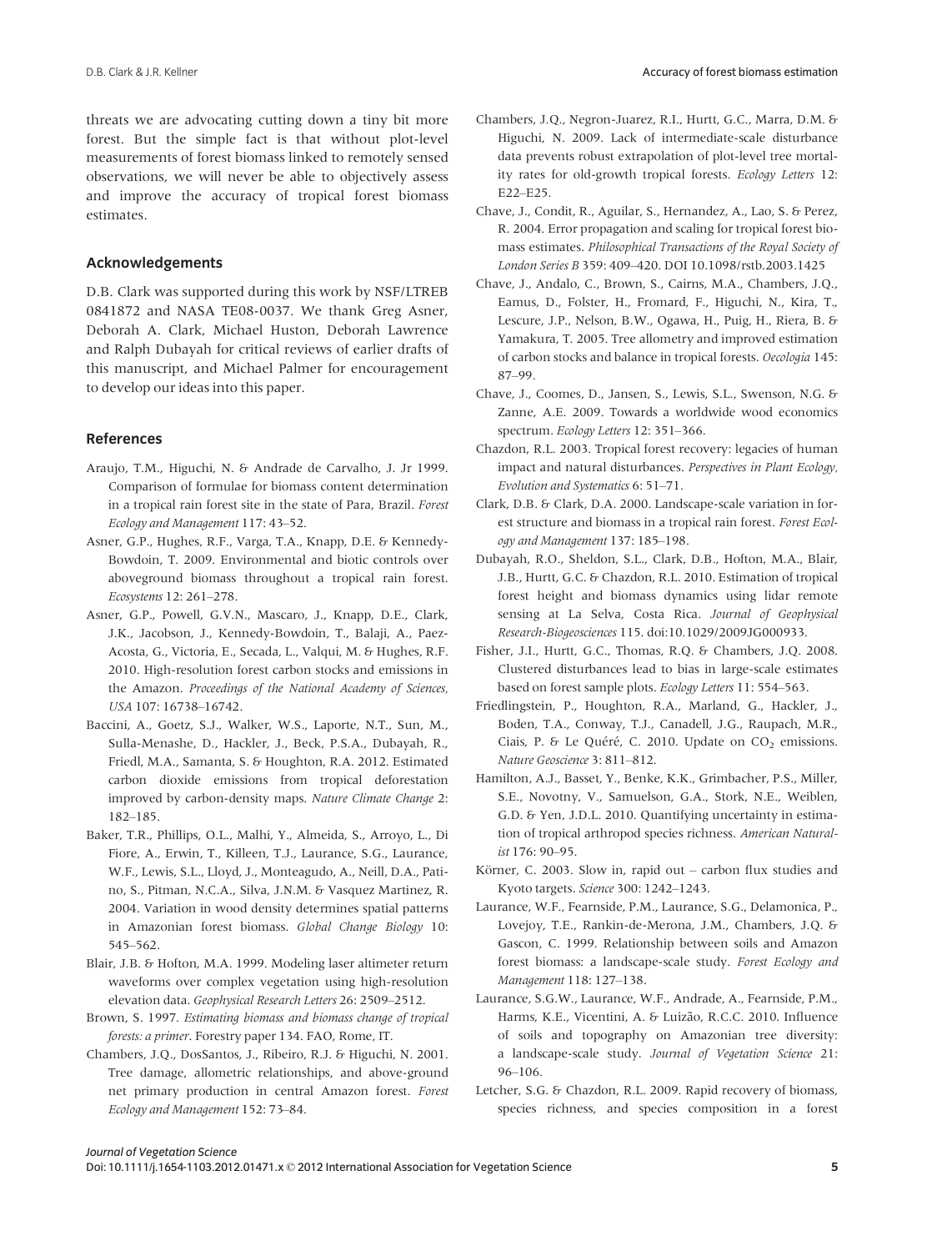threats we are advocating cutting down a tiny bit more forest. But the simple fact is that without plot-level measurements of forest biomass linked to remotely sensed observations, we will never be able to objectively assess and improve the accuracy of tropical forest biomass estimates.

## Acknowledgements

D.B. Clark was supported during this work by NSF/LTREB 0841872 and NASA TE08-0037. We thank Greg Asner, Deborah A. Clark, Michael Huston, Deborah Lawrence and Ralph Dubayah for critical reviews of earlier drafts of this manuscript, and Michael Palmer for encouragement to develop our ideas into this paper.

## References

Araujo, T.M., Higuchi, N. & Andrade de Carvalho, J. Jr 1999. Comparison of formulae for biomass content determination in a tropical rain forest site in the state of Para, Brazil. *Forest Ecology and Management* 117: 43–52.

Asner, G.P., Hughes, R.F., Varga, T.A., Knapp, D.E. & Kennedy-Bowdoin, T. 2009. Environmental and biotic controls over aboveground biomass throughout a tropical rain forest. *Ecosystems* 12: 261–278.

Asner, G.P., Powell, G.V.N., Mascaro, J., Knapp, D.E., Clark, J.K., Jacobson, J., Kennedy-Bowdoin, T., Balaji, A., Paez-Acosta, G., Victoria, E., Secada, L., Valqui, M. & Hughes, R.F. 2010. High-resolution forest carbon stocks and emissions in the Amazon. *Proceedings of the National Academy of Sciences, USA* 107: 16738–16742.

Baccini, A., Goetz, S.J., Walker, W.S., Laporte, N.T., Sun, M., Sulla-Menashe, D., Hackler, J., Beck, P.S.A., Dubayah, R., Friedl, M.A., Samanta, S. & Houghton, R.A. 2012. Estimated carbon dioxide emissions from tropical deforestation improved by carbon-density maps. *Nature Climate Change* 2: 182–185.

Baker, T.R., Phillips, O.L., Malhi, Y., Almeida, S., Arroyo, L., Di Fiore, A., Erwin, T., Killeen, T.J., Laurance, S.G., Laurance, W.F., Lewis, S.L., Lloyd, J., Monteagudo, A., Neill, D.A., Patino, S., Pitman, N.C.A., Silva, J.N.M. & Vasquez Martinez, R. 2004. Variation in wood density determines spatial patterns in Amazonian forest biomass. *Global Change Biology* 10: 545–562.

Blair, J.B. & Hofton, M.A. 1999. Modeling laser altimeter return waveforms over complex vegetation using high-resolution elevation data. *Geophysical Research Letters* 26: 2509–2512.

Brown, S. 1997. *Estimating biomass and biomass change of tropical forests: a primer*. Forestry paper 134. FAO, Rome, IT.

Chambers, J.Q., DosSantos, J., Ribeiro, R.J. & Higuchi, N. 2001. Tree damage, allometric relationships, and above-ground net primary production in central Amazon forest. *Forest Ecology and Management* 152: 73–84.

Chambers, J.Q., Negron-Juarez, R.I., Hurtt, G.C., Marra, D.M. & Higuchi, N. 2009. Lack of intermediate-scale disturbance data prevents robust extrapolation of plot-level tree mortality rates for old-growth tropical forests. *Ecology Letters* 12: E22–E25.

Chave, J., Condit, R., Aguilar, S., Hernandez, A., Lao, S. & Perez, R. 2004. Error propagation and scaling for tropical forest biomass estimates. *Philosophical Transactions of the Royal Society of London Series B* 359: 409–420. DOI 10.1098/rstb.2003.1425

Chave, J., Andalo, C., Brown, S., Cairns, M.A., Chambers, J.Q., Eamus, D., Folster, H., Fromard, F., Higuchi, N., Kira, T., Lescure, J.P., Nelson, B.W., Ogawa, H., Puig, H., Riera, B. & Yamakura, T. 2005. Tree allometry and improved estimation of carbon stocks and balance in tropical forests. *Oecologia* 145: 87–99.

Chave, J., Coomes, D., Jansen, S., Lewis, S.L., Swenson, N.G. & Zanne, A.E. 2009. Towards a worldwide wood economics spectrum. *Ecology Letters* 12: 351–366.

Chazdon, R.L. 2003. Tropical forest recovery: legacies of human impact and natural disturbances. *Perspectives in Plant Ecology, Evolution and Systematics* 6: 51–71.

Clark, D.B. & Clark, D.A. 2000. Landscape-scale variation in forest structure and biomass in a tropical rain forest. *Forest Ecology and Management* 137: 185–198.

Dubayah, R.O., Sheldon, S.L., Clark, D.B., Hofton, M.A., Blair, J.B., Hurtt, G.C. & Chazdon, R.L. 2010. Estimation of tropical forest height and biomass dynamics using lidar remote sensing at La Selva, Costa Rica. *Journal of Geophysical Research-Biogeosciences* 115. doi:10.1029/2009JG000933.

Fisher, J.I., Hurtt, G.C., Thomas, R.Q. & Chambers, J.Q. 2008. Clustered disturbances lead to bias in large-scale estimates based on forest sample plots. *Ecology Letters* 11: 554–563.

Friedlingstein, P., Houghton, R.A., Marland, G., Hackler, J., Boden, T.A., Conway, T.J., Canadell, J.G., Raupach, M.R., Ciais, P. & Le Quéré, C. 2010. Update on $CO_2$ emissions. *Nature Geoscience* 3: 811–812.

Hamilton, A.J., Basset, Y., Benke, K.K., Grimbacher, P.S., Miller, S.E., Novotny, V., Samuelson, G.A., Stork, N.E., Weiblen, G.D. & Yen, J.D.L. 2010. Quantifying uncertainty in estimation of tropical arthropod species richness. *American Naturalist* 176: 90–95.

Körner, C. 2003. Slow in, rapid out – carbon flux studies and Kyoto targets. *Science* 300: 1242–1243.

Laurance, W.F., Fearnside, P.M., Laurance, S.G., Delamonica, P., Lovejoy, T.E., Rankin-de-Merona, J.M., Chambers, J.Q. & Gascon, C. 1999. Relationship between soils and Amazon forest biomass: a landscape-scale study. *Forest Ecology and Management* 118: 127–138.

Laurance, S.G.W., Laurance, W.F., Andrade, A., Fearnside, P.M., Harms, K.E., Vicentini, A. & Luizão, R.C.C. 2010. Influence of soils and topography on Amazonian tree diversity: a landscape-scale study. *Journal of Vegetation Science* 21: 96–106.

Letcher, S.G. & Chazdon, R.L. 2009. Rapid recovery of biomass, species richness, and species composition in a forest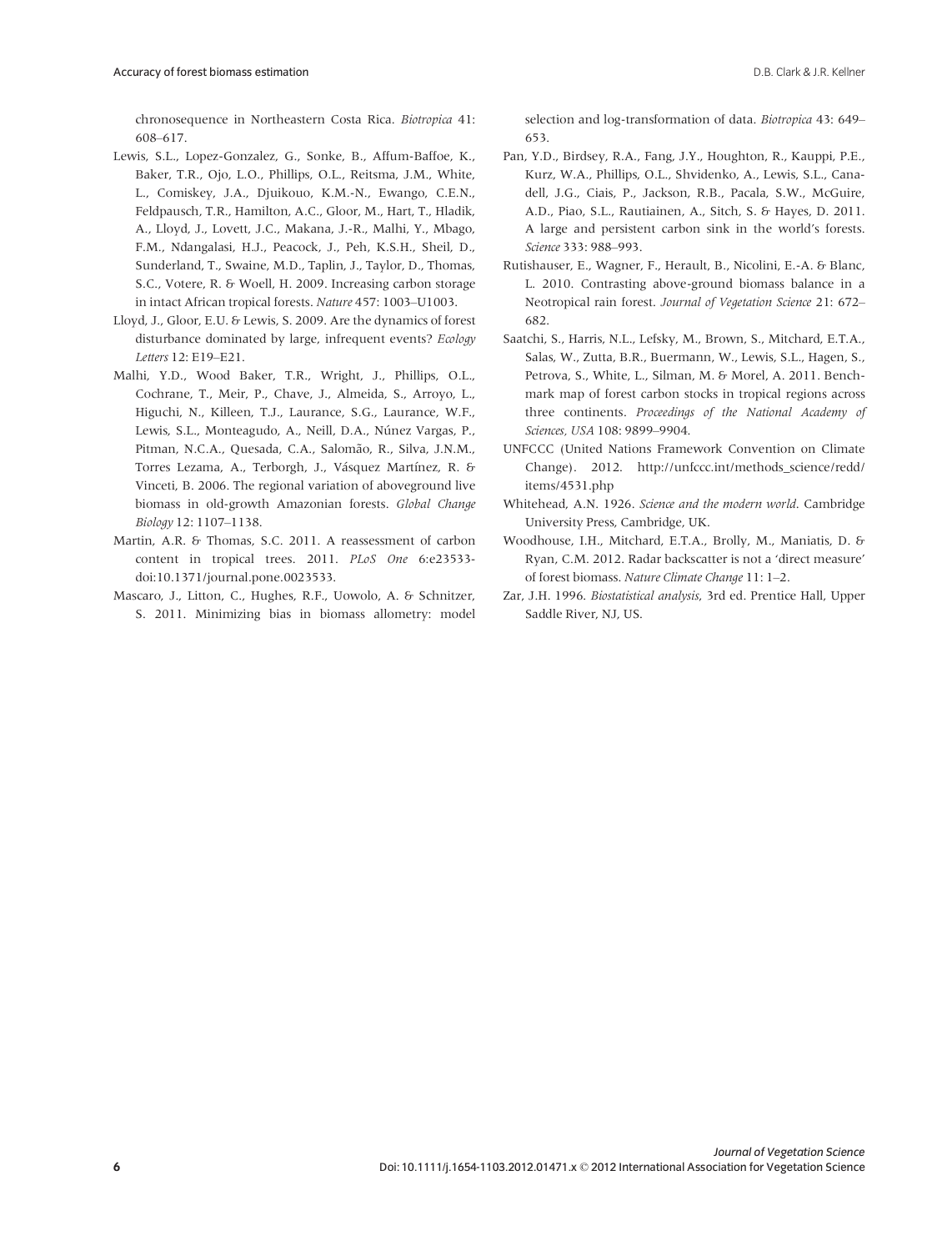chronosequence in Northeastern Costa Rica. *Biotropica* 41: 608–617.

Lewis, S.L., Lopez-Gonzalez, G., Sonke, B., Affum-Baffoe, K., Baker, T.R., Ojo, L.O., Phillips, O.L., Reitsma, J.M., White, L., Comiskey, J.A., Djuikouo, K.M.-N., Ewango, C.E.N., Feldpausch, T.R., Hamilton, A.C., Gloor, M., Hart, T., Hladik, A., Lloyd, J., Lovett, J.C., Makana, J.-R., Malhi, Y., Mbago, F.M., Ndangalasi, H.J., Peacock, J., Peh, K.S.H., Sheil, D., Sunderland, T., Swaine, M.D., Taplin, J., Taylor, D., Thomas, S.C., Votere, R. & Woell, H. 2009. Increasing carbon storage in intact African tropical forests. *Nature* 457: 1003–U1003.

Lloyd, J., Gloor, E.U. & Lewis, S. 2009. Are the dynamics of forest disturbance dominated by large, infrequent events? *Ecology Letters* 12: E19–E21.

Malhi, Y.D., Wood Baker, T.R., Wright, J., Phillips, O.L., Cochrane, T., Meir, P., Chave, J., Almeida, S., Arroyo, L., Higuchi, N., Killeen, T.J., Laurance, S.G., Laurance, W.F., Lewis, S.L., Monteagudo, A., Neill, D.A., Núnez Vargas, P., Pitman, N.C.A., Quesada, C.A., Salomão, R., Silva, J.N.M., Torres Lezama, A., Terborgh, J., Vásquez Martínez, R. & Vinceti, B. 2006. The regional variation of aboveground live biomass in old-growth Amazonian forests. *Global Change Biology* 12: 1107–1138.

Martin, A.R. & Thomas, S.C. 2011. A reassessment of carbon content in tropical trees. 2011. *PLoS One* 6:e23533-doi:10.1371/journal.pone.0023533.

Mascaro, J., Litton, C., Hughes, R.F., Uowolo, A. & Schnitzer, S. 2011. Minimizing bias in biomass allometry: model selection and log-transformation of data. *Biotropica* 43: 649–653.

Pan, Y.D., Birdsey, R.A., Fang, J.Y., Houghton, R., Kauppi, P.E., Kurz, W.A., Phillips, O.L., Shvidenko, A., Lewis, S.L., Canadell, J.G., Ciais, P., Jackson, R.B., Pacala, S.W., McGuire, A.D., Piao, S.L., Rautiainen, A., Sitch, S. & Hayes, D. 2011. A large and persistent carbon sink in the world's forests. *Science* 333: 988–993.

Rutishauser, E., Wagner, F., Herault, B., Nicolini, E.-A. & Blanc, L. 2010. Contrasting above-ground biomass balance in a Neotropical rain forest. *Journal of Vegetation Science* 21: 672–682.

Saatchi, S., Harris, N.L., Lefsky, M., Brown, S., Mitchard, E.T.A., Salas, W., Zutta, B.R., Buermann, W., Lewis, S.L., Hagen, S., Petrova, S., White, L., Silman, M. & Morel, A. 2011. Benchmark map of forest carbon stocks in tropical regions across three continents. *Proceedings of the National Academy of Sciences, USA* 108: 9899–9904.

UNFCCC (United Nations Framework Convention on Climate Change). 2012. http://unfccc.int/methods_science/redd/items/4531.php

Whitehead, A.N. 1926. *Science and the modern world*. Cambridge University Press, Cambridge, UK.

Woodhouse, I.H., Mitchard, E.T.A., Brolly, M., Maniatis, D. & Ryan, C.M. 2012. Radar backscatter is not a 'direct measure' of forest biomass. *Nature Climate Change* 11: 1–2.

Zar, J.H. 1996. *Biostatistical analysis*, 3rd ed. Prentice Hall, Upper Saddle River, NJ, US.